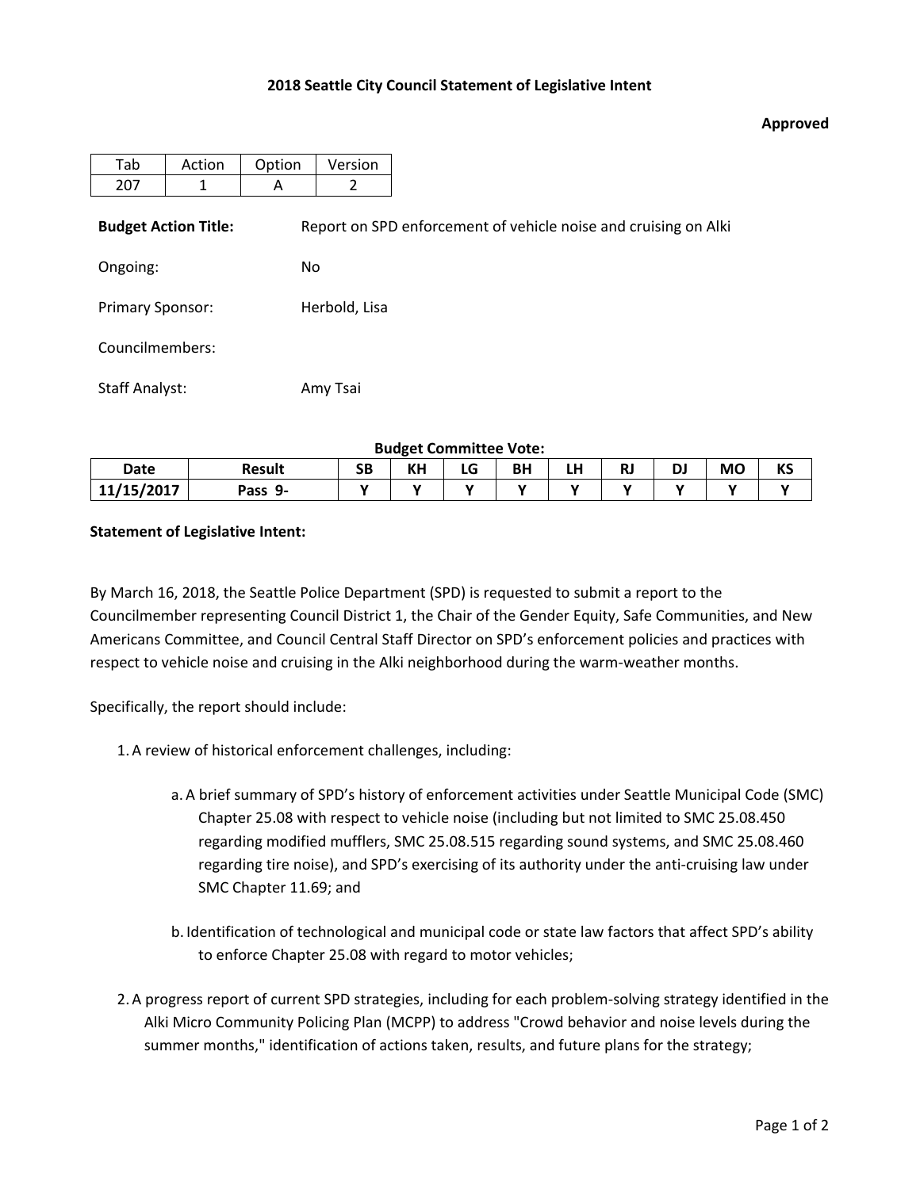## 2018 Seattle City Council Statement of Legislative Intent

**Approved**

| Tab | Action | Option | Version |
|---|---|---|---|
| 207 | 1 | A | 2 |

**Budget Action Title:** Report on SPD enforcement of vehicle noise and cruising on Alki

Ongoing: No

Primary Sponsor: Herbold, Lisa

Councilmembers:

Staff Analyst: Amy Tsai

**Budget Committee Vote:**

| Date | Result | SB | KH | LG | BH | LH | RJ | DJ | MO | KS |
|---|---|---|---|---|---|---|---|---|---|---|
| 11/15/2017 | Pass 9- | Y | Y | Y | Y | Y | Y | Y | Y | Y |

**Statement of Legislative Intent:**

By March 16, 2018, the Seattle Police Department (SPD) is requested to submit a report to the Councilmember representing Council District 1, the Chair of the Gender Equity, Safe Communities, and New Americans Committee, and Council Central Staff Director on SPD's enforcement policies and practices with respect to vehicle noise and cruising in the Alki neighborhood during the warm-weather months.

Specifically, the report should include:

1. A review of historical enforcement challenges, including:

    a. A brief summary of SPD's history of enforcement activities under Seattle Municipal Code (SMC) Chapter 25.08 with respect to vehicle noise (including but not limited to SMC 25.08.450 regarding modified mufflers, SMC 25.08.515 regarding sound systems, and SMC 25.08.460 regarding tire noise), and SPD's exercising of its authority under the anti-cruising law under SMC Chapter 11.69; and

    b. Identification of technological and municipal code or state law factors that affect SPD's ability to enforce Chapter 25.08 with regard to motor vehicles;

2. A progress report of current SPD strategies, including for each problem-solving strategy identified in the Alki Micro Community Policing Plan (MCPP) to address "Crowd behavior and noise levels during the summer months," identification of actions taken, results, and future plans for the strategy;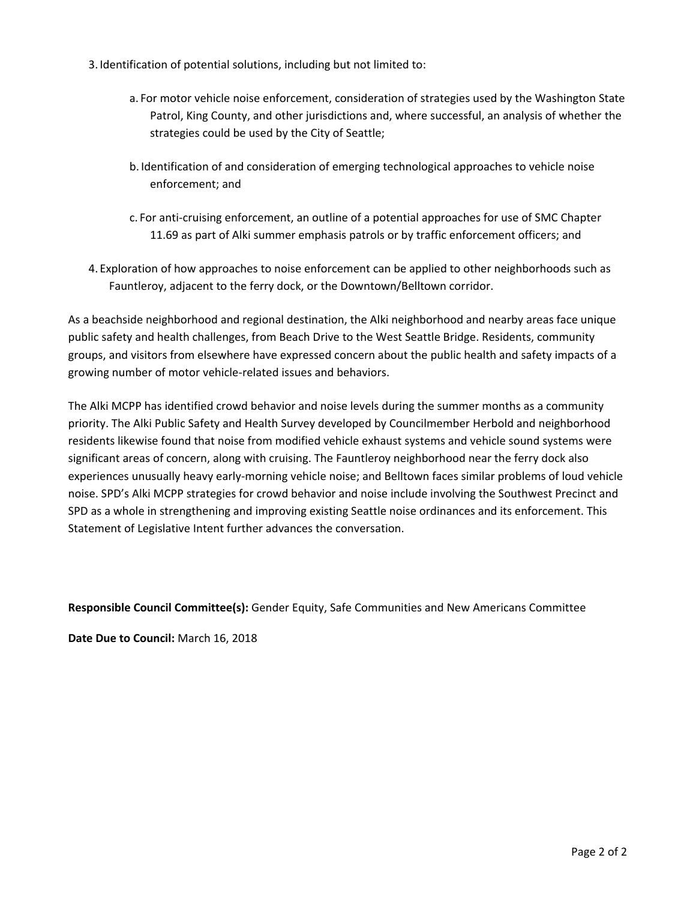3. Identification of potential solutions, including but not limited to:

    a. For motor vehicle noise enforcement, consideration of strategies used by the Washington State Patrol, King County, and other jurisdictions and, where successful, an analysis of whether the strategies could be used by the City of Seattle;

    b. Identification of and consideration of emerging technological approaches to vehicle noise enforcement; and

    c. For anti-cruising enforcement, an outline of a potential approaches for use of SMC Chapter 11.69 as part of Alki summer emphasis patrols or by traffic enforcement officers; and

4. Exploration of how approaches to noise enforcement can be applied to other neighborhoods such as Fauntleroy, adjacent to the ferry dock, or the Downtown/Belltown corridor.

As a beachside neighborhood and regional destination, the Alki neighborhood and nearby areas face unique public safety and health challenges, from Beach Drive to the West Seattle Bridge. Residents, community groups, and visitors from elsewhere have expressed concern about the public health and safety impacts of a growing number of motor vehicle-related issues and behaviors.

The Alki MCPP has identified crowd behavior and noise levels during the summer months as a community priority. The Alki Public Safety and Health Survey developed by Councilmember Herbold and neighborhood residents likewise found that noise from modified vehicle exhaust systems and vehicle sound systems were significant areas of concern, along with cruising. The Fauntleroy neighborhood near the ferry dock also experiences unusually heavy early-morning vehicle noise; and Belltown faces similar problems of loud vehicle noise. SPD's Alki MCPP strategies for crowd behavior and noise include involving the Southwest Precinct and SPD as a whole in strengthening and improving existing Seattle noise ordinances and its enforcement. This Statement of Legislative Intent further advances the conversation.

**Responsible Council Committee(s):** Gender Equity, Safe Communities and New Americans Committee

**Date Due to Council:** March 16, 2018